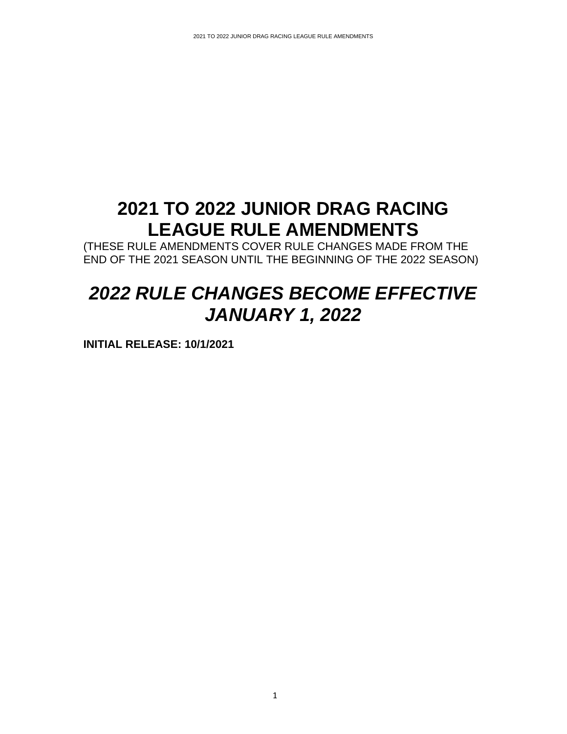# 2021 TO 2022 JUNIOR DRAG RACING LEAGUE RULE AMENDMENTS

(THESE RULE AMENDMENTS COVER RULE CHANGES MADE FROM THE END OF THE 2021 SEASON UNTIL THE BEGINNING OF THE 2022 SEASON)

## *2022 RULE CHANGES BECOME EFFECTIVE JANUARY 1, 2022*

**INITIAL RELEASE: 10/1/2021**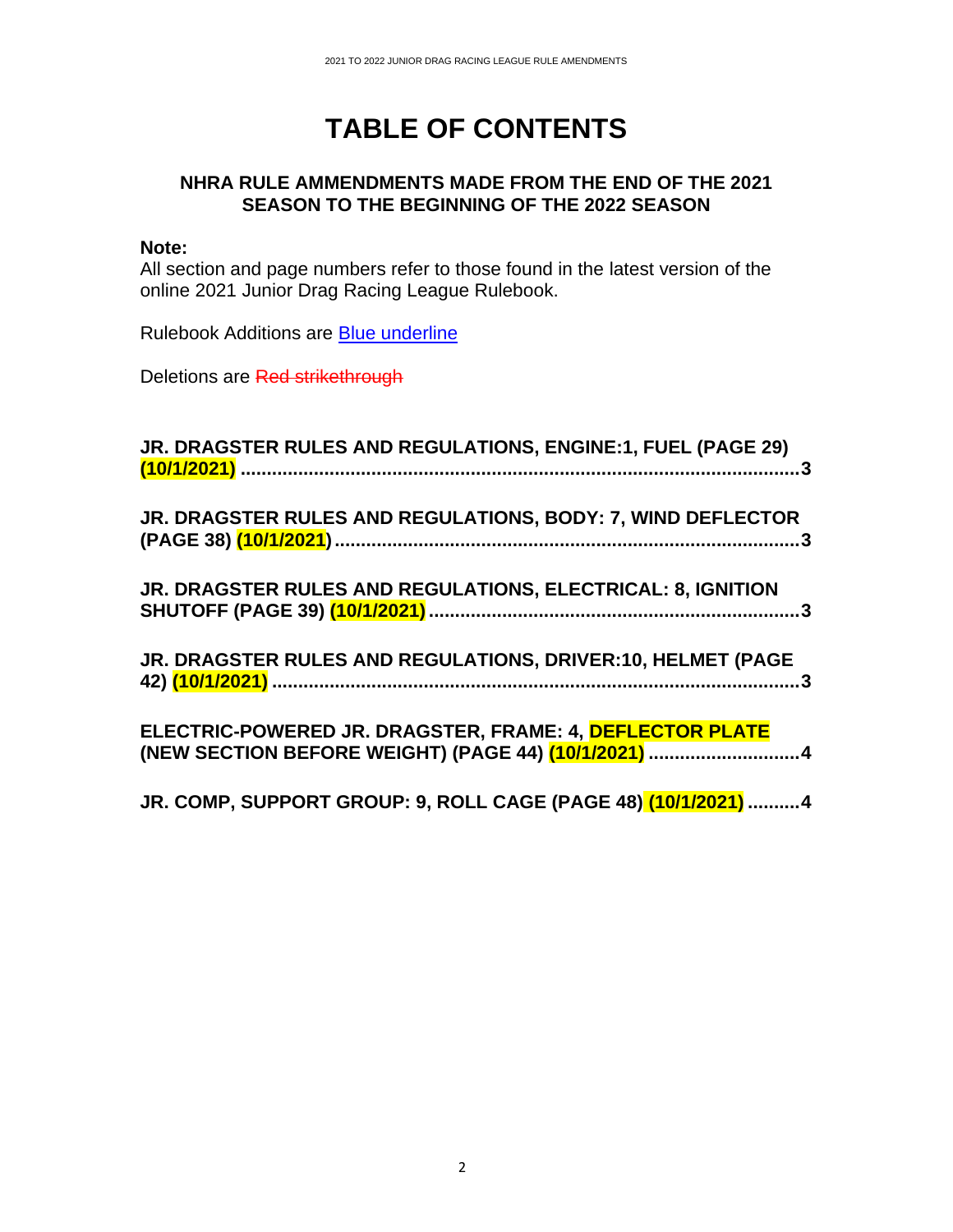# TABLE OF CONTENTS

## NHRA RULE AMMENDMENTS MADE FROM THE END OF THE 2021 SEASON TO THE BEGINNING OF THE 2022 SEASON

**Note:**
All section and page numbers refer to those found in the latest version of the online 2021 Junior Drag Racing League Rulebook.

Rulebook Additions are Blue underline

Deletions are ~~Red strikethrough~~

**JR. DRAGSTER RULES AND REGULATIONS, ENGINE:1, FUEL (PAGE 29) (10/1/2021) ........................................................................................................ 3**

**JR. DRAGSTER RULES AND REGULATIONS, BODY: 7, WIND DEFLECTOR (PAGE 38) (10/1/2021) ........................................................................................ 3**

**JR. DRAGSTER RULES AND REGULATIONS, ELECTRICAL: 8, IGNITION SHUTOFF (PAGE 39) (10/1/2021) .......................................................................... 3**

**JR. DRAGSTER RULES AND REGULATIONS, DRIVER:10, HELMET (PAGE 42) (10/1/2021) .................................................................................................... 3**

**ELECTRIC-POWERED JR. DRAGSTER, FRAME: 4, DEFLECTOR PLATE (NEW SECTION BEFORE WEIGHT) (PAGE 44) (10/1/2021) ............................ 4**

**JR. COMP, SUPPORT GROUP: 9, ROLL CAGE (PAGE 48) (10/1/2021) .......... 4**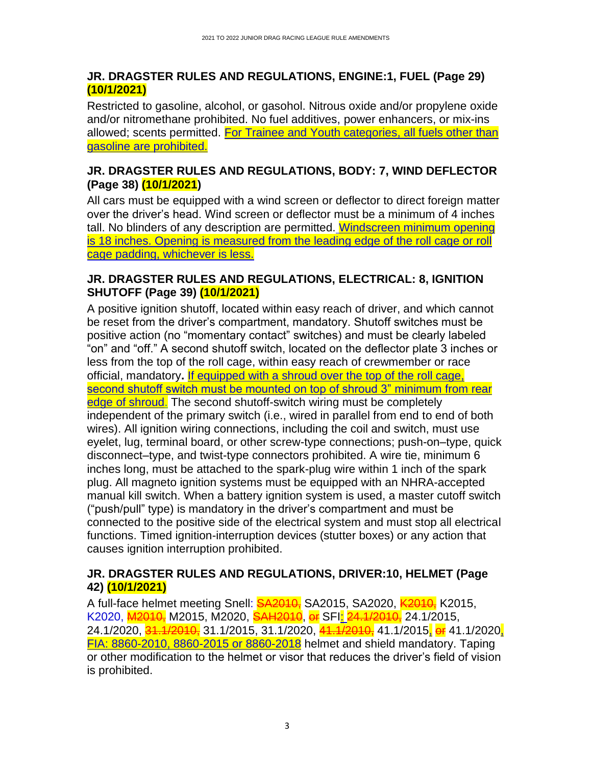### JR. DRAGSTER RULES AND REGULATIONS, ENGINE:1, FUEL (Page 29) (10/1/2021)

Restricted to gasoline, alcohol, or gasohol. Nitrous oxide and/or propylene oxide and/or nitromethane prohibited. No fuel additives, power enhancers, or mix-ins allowed; scents permitted. For Trainee and Youth categories, all fuels other than gasoline are prohibited.

### JR. DRAGSTER RULES AND REGULATIONS, BODY: 7, WIND DEFLECTOR (Page 38) (10/1/2021)

All cars must be equipped with a wind screen or deflector to direct foreign matter over the driver's head. Wind screen or deflector must be a minimum of 4 inches tall. No blinders of any description are permitted. Windscreen minimum opening is 18 inches. Opening is measured from the leading edge of the roll cage or roll cage padding, whichever is less.

### JR. DRAGSTER RULES AND REGULATIONS, ELECTRICAL: 8, IGNITION SHUTOFF (Page 39) (10/1/2021)

A positive ignition shutoff, located within easy reach of driver, and which cannot be reset from the driver's compartment, mandatory. Shutoff switches must be positive action (no "momentary contact" switches) and must be clearly labeled "on" and "off." A second shutoff switch, located on the deflector plate 3 inches or less from the top of the roll cage, within easy reach of crewmember or race official, mandatory**.** If equipped with a shroud over the top of the roll cage, second shutoff switch must be mounted on top of shroud 3" minimum from rear edge of shroud. The second shutoff-switch wiring must be completely independent of the primary switch (i.e., wired in parallel from end to end of both wires). All ignition wiring connections, including the coil and switch, must use eyelet, lug, terminal board, or other screw-type connections; push-on–type, quick disconnect–type, and twist-type connectors prohibited. A wire tie, minimum 6 inches long, must be attached to the spark-plug wire within 1 inch of the spark plug. All magneto ignition systems must be equipped with an NHRA-accepted manual kill switch. When a battery ignition system is used, a master cutoff switch ("push/pull" type) is mandatory in the driver's compartment and must be connected to the positive side of the electrical system and must stop all electrical functions. Timed ignition-interruption devices (stutter boxes) or any action that causes ignition interruption prohibited.

### JR. DRAGSTER RULES AND REGULATIONS, DRIVER:10, HELMET (Page 42) (10/1/2021)

A full-face helmet meeting Snell: ~~SA2010,~~ SA2015, SA2020, ~~K2010,~~ K2015, K2020, ~~M2010,~~ M2015, M2020, ~~SAH2010~~, ~~or~~ SFI: ~~24.1/2010,~~ 24.1/2015, 24.1/2020, ~~31.1/2010,~~ 31.1/2015, 31.1/2020, ~~41.1/2010,~~ 41.1/2015, ~~or~~ 41.1/2020, FIA: 8860-2010, 8860-2015 or 8860-2018 helmet and shield mandatory. Taping or other modification to the helmet or visor that reduces the driver's field of vision is prohibited.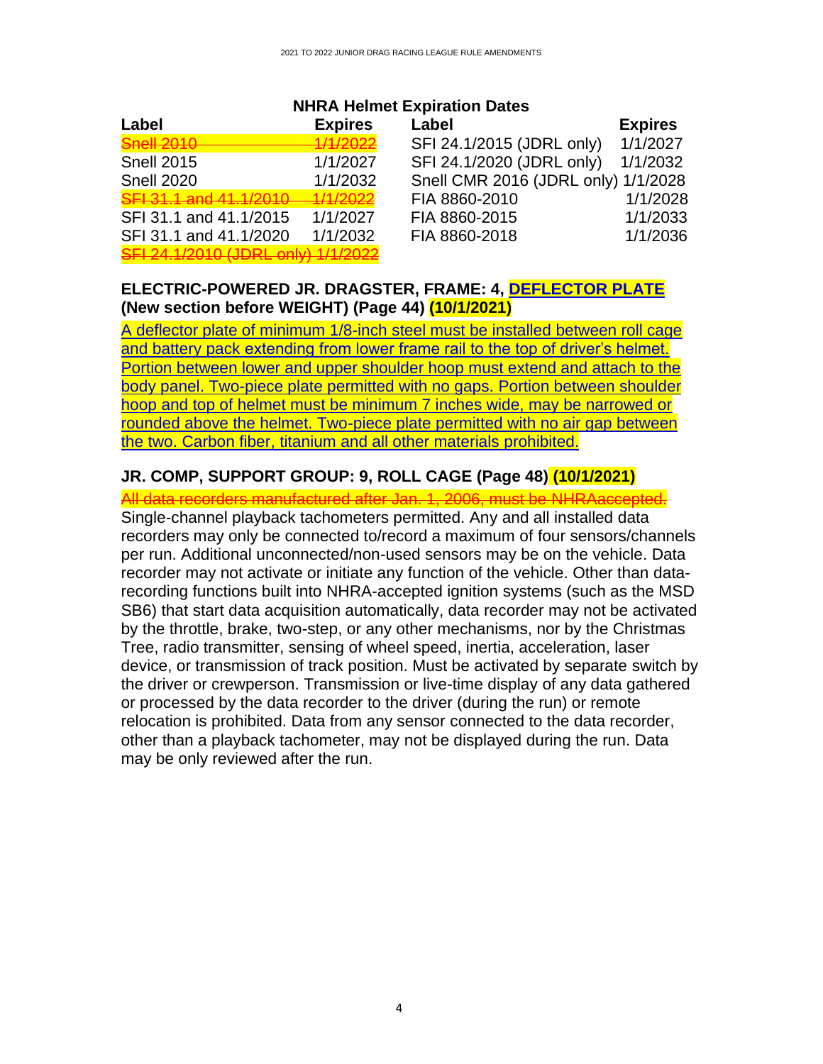### NHRA Helmet Expiration Dates

| Label | Expires | Label | Expires |
|---|---|---|---|
| ~~Snell 2010~~ | ~~1/1/2022~~ | SFI 24.1/2015 (JDRL only) | 1/1/2027 |
| Snell 2015 | 1/1/2027 | SFI 24.1/2020 (JDRL only) | 1/1/2032 |
| Snell 2020 | 1/1/2032 | Snell CMR 2016 (JDRL only) | 1/1/2028 |
| ~~SFI 31.1 and 41.1/2010~~ | ~~1/1/2022~~ | FIA 8860-2010 | 1/1/2028 |
| SFI 31.1 and 41.1/2015 | 1/1/2027 | FIA 8860-2015 | 1/1/2033 |
| SFI 31.1 and 41.1/2020 | 1/1/2032 | FIA 8860-2018 | 1/1/2036 |
| ~~SFI 24.1/2010 (JDRL only)~~ | ~~1/1/2022~~ | | |

## ELECTRIC-POWERED JR. DRAGSTER, FRAME: 4, DEFLECTOR PLATE (New section before WEIGHT) (Page 44) (10/1/2021)

A deflector plate of minimum 1/8-inch steel must be installed between roll cage and battery pack extending from lower frame rail to the top of driver's helmet. Portion between lower and upper shoulder hoop must extend and attach to the body panel. Two-piece plate permitted with no gaps. Portion between shoulder hoop and top of helmet must be minimum 7 inches wide, may be narrowed or rounded above the helmet. Two-piece plate permitted with no air gap between the two. Carbon fiber, titanium and all other materials prohibited.

## JR. COMP, SUPPORT GROUP: 9, ROLL CAGE (Page 48) (10/1/2021)

~~All data recorders manufactured after Jan. 1, 2006, must be NHRAaccepted.~~ Single-channel playback tachometers permitted. Any and all installed data recorders may only be connected to/record a maximum of four sensors/channels per run. Additional unconnected/non-used sensors may be on the vehicle. Data recorder may not activate or initiate any function of the vehicle. Other than data-recording functions built into NHRA-accepted ignition systems (such as the MSD SB6) that start data acquisition automatically, data recorder may not be activated by the throttle, brake, two-step, or any other mechanisms, nor by the Christmas Tree, radio transmitter, sensing of wheel speed, inertia, acceleration, laser device, or transmission of track position. Must be activated by separate switch by the driver or crewperson. Transmission or live-time display of any data gathered or processed by the data recorder to the driver (during the run) or remote relocation is prohibited. Data from any sensor connected to the data recorder, other than a playback tachometer, may not be displayed during the run. Data may be only reviewed after the run.